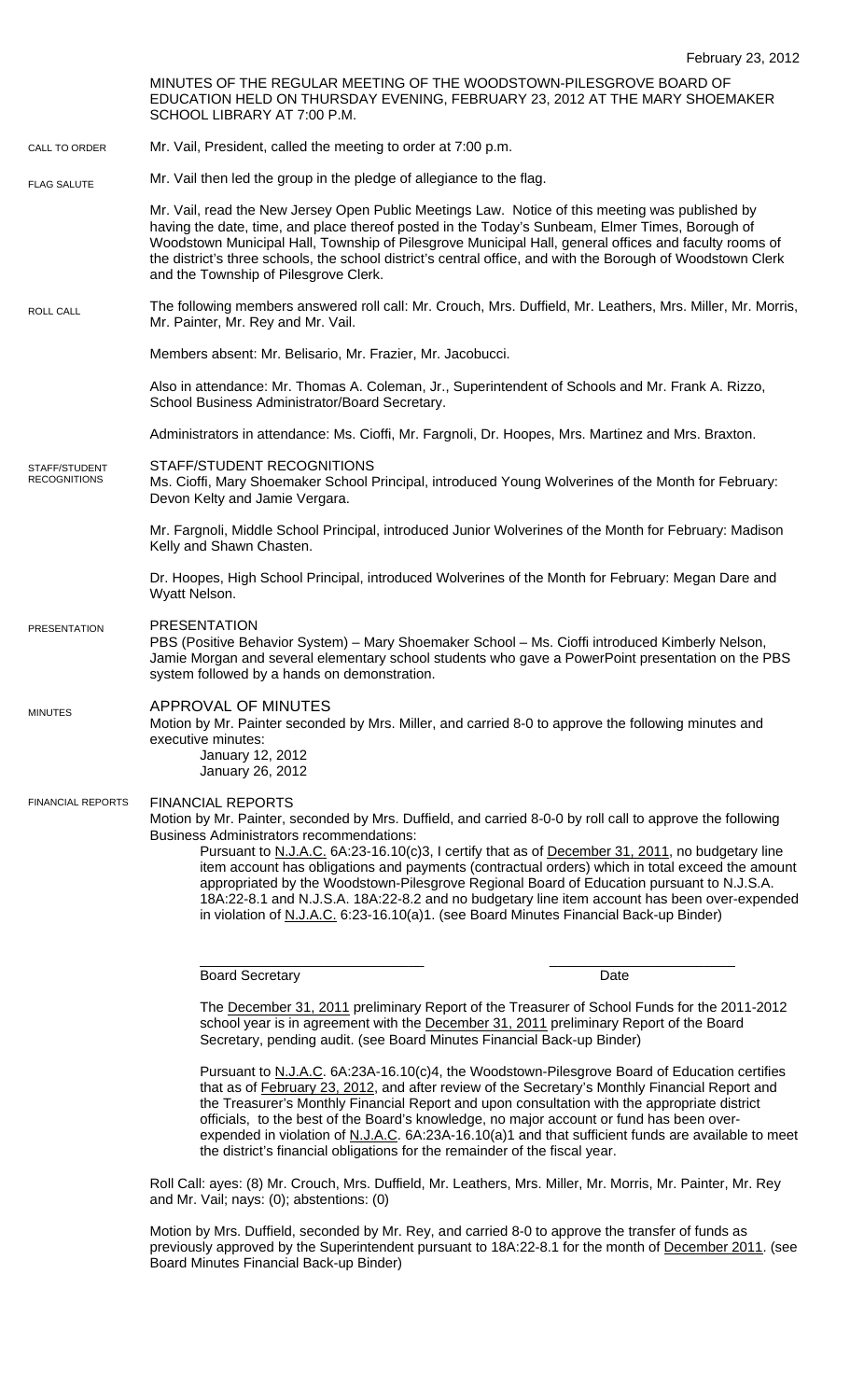February 23, 2012

MINUTES OF THE REGULAR MEETING OF THE WOODSTOWN-PILESGROVE BOARD OF EDUCATION HELD ON THURSDAY EVENING, FEBRUARY 23, 2012 AT THE MARY SHOEMAKER SCHOOL LIBRARY AT 7:00 P.M.

CALL TO ORDER

Mr. Vail, President, called the meeting to order at 7:00 p.m.

FLAG SALUTE

Mr. Vail then led the group in the pledge of allegiance to the flag.

Mr. Vail, read the New Jersey Open Public Meetings Law. Notice of this meeting was published by having the date, time, and place thereof posted in the Today's Sunbeam, Elmer Times, Borough of Woodstown Municipal Hall, Township of Pilesgrove Municipal Hall, general offices and faculty rooms of the district's three schools, the school district's central office, and with the Borough of Woodstown Clerk and the Township of Pilesgrove Clerk.

ROLL CALL

The following members answered roll call: Mr. Crouch, Mrs. Duffield, Mr. Leathers, Mrs. Miller, Mr. Morris, Mr. Painter, Mr. Rey and Mr. Vail.

Members absent: Mr. Belisario, Mr. Frazier, Mr. Jacobucci.

Also in attendance: Mr. Thomas A. Coleman, Jr., Superintendent of Schools and Mr. Frank A. Rizzo, School Business Administrator/Board Secretary.

Administrators in attendance: Ms. Cioffi, Mr. Fargnoli, Dr. Hoopes, Mrs. Martinez and Mrs. Braxton.

STAFF/STUDENT RECOGNITIONS

STAFF/STUDENT RECOGNITIONS

Ms. Cioffi, Mary Shoemaker School Principal, introduced Young Wolverines of the Month for February: Devon Kelty and Jamie Vergara.

Mr. Fargnoli, Middle School Principal, introduced Junior Wolverines of the Month for February: Madison Kelly and Shawn Chasten.

Dr. Hoopes, High School Principal, introduced Wolverines of the Month for February: Megan Dare and Wyatt Nelson.

PRESENTATION

PRESENTATION

PBS (Positive Behavior System) – Mary Shoemaker School – Ms. Cioffi introduced Kimberly Nelson, Jamie Morgan and several elementary school students who gave a PowerPoint presentation on the PBS system followed by a hands on demonstration.

MINUTES

APPROVAL OF MINUTES

Motion by Mr. Painter seconded by Mrs. Miller, and carried 8-0 to approve the following minutes and executive minutes:

January 12, 2012
January 26, 2012

FINANCIAL REPORTS

FINANCIAL REPORTS

Motion by Mr. Painter, seconded by Mrs. Duffield, and carried 8-0-0 by roll call to approve the following Business Administrators recommendations:

Pursuant to N.J.A.C. 6A:23-16.10(c)3, I certify that as of December 31, 2011, no budgetary line item account has obligations and payments (contractual orders) which in total exceed the amount appropriated by the Woodstown-Pilesgrove Regional Board of Education pursuant to N.J.S.A. 18A:22-8.1 and N.J.S.A. 18A:22-8.2 and no budgetary line item account has been over-expended in violation of N.J.A.C. 6:23-16.10(a)1. (see Board Minutes Financial Back-up Binder)

\_\_\_\_\_\_\_\_\_\_\_\_\_\_\_\_\_\_\_\_\_\_\_\_\_\_\_\_\_ \_\_\_\_\_\_\_\_\_\_\_\_\_\_\_\_\_\_\_\_\_\_\_\_
Board Secretary Date

The December 31, 2011 preliminary Report of the Treasurer of School Funds for the 2011-2012 school year is in agreement with the December 31, 2011 preliminary Report of the Board Secretary, pending audit. (see Board Minutes Financial Back-up Binder)

Pursuant to N.J.A.C. 6A:23A-16.10(c)4, the Woodstown-Pilesgrove Board of Education certifies that as of February 23, 2012, and after review of the Secretary's Monthly Financial Report and the Treasurer's Monthly Financial Report and upon consultation with the appropriate district officials, to the best of the Board's knowledge, no major account or fund has been over-expended in violation of N.J.A.C. 6A:23A-16.10(a)1 and that sufficient funds are available to meet the district's financial obligations for the remainder of the fiscal year.

Roll Call: ayes: (8) Mr. Crouch, Mrs. Duffield, Mr. Leathers, Mrs. Miller, Mr. Morris, Mr. Painter, Mr. Rey and Mr. Vail; nays: (0); abstentions: (0)

Motion by Mrs. Duffield, seconded by Mr. Rey, and carried 8-0 to approve the transfer of funds as previously approved by the Superintendent pursuant to 18A:22-8.1 for the month of December 2011. (see Board Minutes Financial Back-up Binder)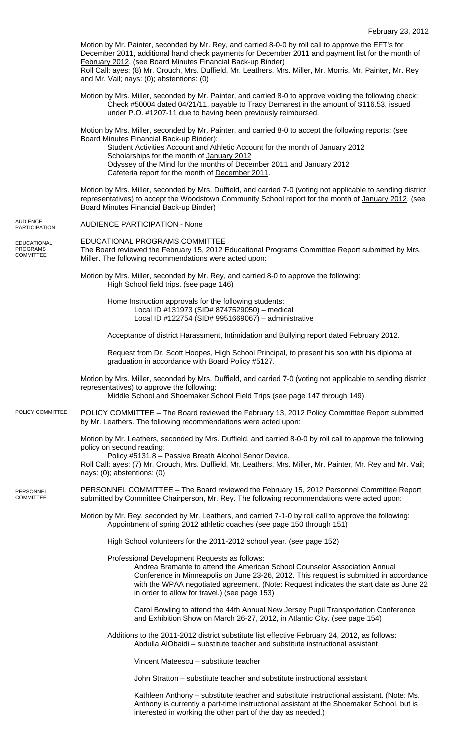February 23, 2012

Motion by Mr. Painter, seconded by Mr. Rey, and carried 8-0-0 by roll call to approve the EFT's for December 2011, additional hand check payments for December 2011 and payment list for the month of February 2012. (see Board Minutes Financial Back-up Binder)
Roll Call: ayes: (8) Mr. Crouch, Mrs. Duffield, Mr. Leathers, Mrs. Miller, Mr. Morris, Mr. Painter, Mr. Rey and Mr. Vail; nays: (0); abstentions: (0)

Motion by Mrs. Miller, seconded by Mr. Painter, and carried 8-0 to approve voiding the following check:
Check #50004 dated 04/21/11, payable to Tracy Demarest in the amount of $116.53, issued under P.O. #1207-11 due to having been previously reimbursed.

Motion by Mrs. Miller, seconded by Mr. Painter, and carried 8-0 to accept the following reports: (see Board Minutes Financial Back-up Binder):
Student Activities Account and Athletic Account for the month of January 2012
Scholarships for the month of January 2012
Odyssey of the Mind for the months of December 2011 and January 2012
Cafeteria report for the month of December 2011.

Motion by Mrs. Miller, seconded by Mrs. Duffield, and carried 7-0 (voting not applicable to sending district representatives) to accept the Woodstown Community School report for the month of January 2012. (see Board Minutes Financial Back-up Binder)

AUDIENCE PARTICIPATION

AUDIENCE PARTICIPATION - None

EDUCATIONAL PROGRAMS COMMITTEE

EDUCATIONAL PROGRAMS COMMITTEE
The Board reviewed the February 15, 2012 Educational Programs Committee Report submitted by Mrs. Miller. The following recommendations were acted upon:

Motion by Mrs. Miller, seconded by Mr. Rey, and carried 8-0 to approve the following:
High School field trips. (see page 146)

Home Instruction approvals for the following students:
Local ID #131973 (SID# 8747529050) – medical
Local ID #122754 (SID# 9951669067) – administrative

Acceptance of district Harassment, Intimidation and Bullying report dated February 2012.

Request from Dr. Scott Hoopes, High School Principal, to present his son with his diploma at graduation in accordance with Board Policy #5127.

Motion by Mrs. Miller, seconded by Mrs. Duffield, and carried 7-0 (voting not applicable to sending district representatives) to approve the following:
Middle School and Shoemaker School Field Trips (see page 147 through 149)

POLICY COMMITTEE

POLICY COMMITTEE – The Board reviewed the February 13, 2012 Policy Committee Report submitted by Mr. Leathers. The following recommendations were acted upon:

Motion by Mr. Leathers, seconded by Mrs. Duffield, and carried 8-0-0 by roll call to approve the following policy on second reading:
Policy #5131.8 – Passive Breath Alcohol Senor Device.
Roll Call: ayes: (7) Mr. Crouch, Mrs. Duffield, Mr. Leathers, Mrs. Miller, Mr. Painter, Mr. Rey and Mr. Vail; nays: (0); abstentions: (0)

PERSONNEL COMMITTEE

PERSONNEL COMMITTEE – The Board reviewed the February 15, 2012 Personnel Committee Report submitted by Committee Chairperson, Mr. Rey. The following recommendations were acted upon:

Motion by Mr. Rey, seconded by Mr. Leathers, and carried 7-1-0 by roll call to approve the following:
Appointment of spring 2012 athletic coaches (see page 150 through 151)

High School volunteers for the 2011-2012 school year. (see page 152)

Professional Development Requests as follows:
Andrea Bramante to attend the American School Counselor Association Annual Conference in Minneapolis on June 23-26, 2012. This request is submitted in accordance with the WPAA negotiated agreement. (Note: Request indicates the start date as June 22 in order to allow for travel.) (see page 153)

Carol Bowling to attend the 44th Annual New Jersey Pupil Transportation Conference and Exhibition Show on March 26-27, 2012, in Atlantic City. (see page 154)

Additions to the 2011-2012 district substitute list effective February 24, 2012, as follows:
Abdulla AlObaidi – substitute teacher and substitute instructional assistant

Vincent Mateescu – substitute teacher

John Stratton – substitute teacher and substitute instructional assistant

Kathleen Anthony – substitute teacher and substitute instructional assistant. (Note: Ms. Anthony is currently a part-time instructional assistant at the Shoemaker School, but is interested in working the other part of the day as needed.)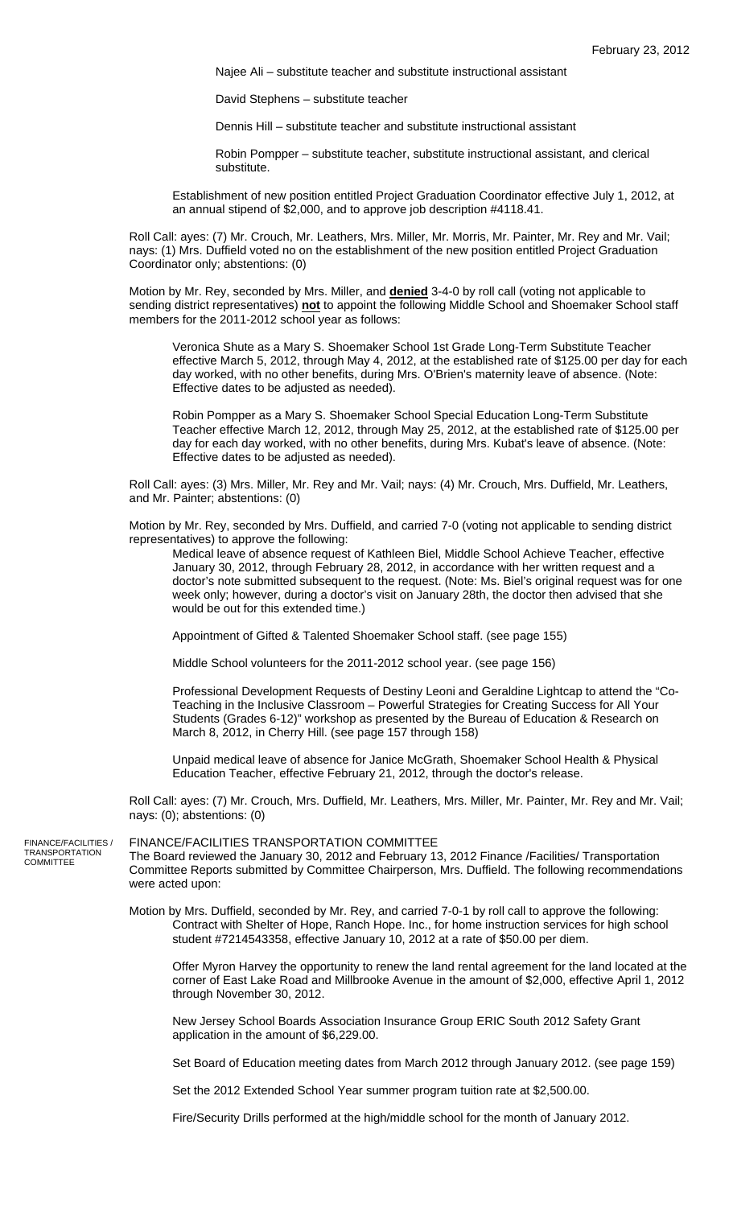Najee Ali – substitute teacher and substitute instructional assistant

David Stephens – substitute teacher

Dennis Hill – substitute teacher and substitute instructional assistant

Robin Pompper – substitute teacher, substitute instructional assistant, and clerical substitute.

Establishment of new position entitled Project Graduation Coordinator effective July 1, 2012, at an annual stipend of $2,000, and to approve job description #4118.41.

Roll Call: ayes: (7) Mr. Crouch, Mr. Leathers, Mrs. Miller, Mr. Morris, Mr. Painter, Mr. Rey and Mr. Vail; nays: (1) Mrs. Duffield voted no on the establishment of the new position entitled Project Graduation Coordinator only; abstentions: (0)

Motion by Mr. Rey, seconded by Mrs. Miller, and **denied** 3-4-0 by roll call (voting not applicable to sending district representatives) **not** to appoint the following Middle School and Shoemaker School staff members for the 2011-2012 school year as follows:

Veronica Shute as a Mary S. Shoemaker School 1st Grade Long-Term Substitute Teacher effective March 5, 2012, through May 4, 2012, at the established rate of $125.00 per day for each day worked, with no other benefits, during Mrs. O'Brien's maternity leave of absence. (Note: Effective dates to be adjusted as needed).

Robin Pompper as a Mary S. Shoemaker School Special Education Long-Term Substitute Teacher effective March 12, 2012, through May 25, 2012, at the established rate of $125.00 per day for each day worked, with no other benefits, during Mrs. Kubat's leave of absence. (Note: Effective dates to be adjusted as needed).

Roll Call: ayes: (3) Mrs. Miller, Mr. Rey and Mr. Vail; nays: (4) Mr. Crouch, Mrs. Duffield, Mr. Leathers, and Mr. Painter; abstentions: (0)

Motion by Mr. Rey, seconded by Mrs. Duffield, and carried 7-0 (voting not applicable to sending district representatives) to approve the following:

Medical leave of absence request of Kathleen Biel, Middle School Achieve Teacher, effective January 30, 2012, through February 28, 2012, in accordance with her written request and a doctor's note submitted subsequent to the request. (Note: Ms. Biel's original request was for one week only; however, during a doctor's visit on January 28th, the doctor then advised that she would be out for this extended time.)

Appointment of Gifted & Talented Shoemaker School staff. (see page 155)

Middle School volunteers for the 2011-2012 school year. (see page 156)

Professional Development Requests of Destiny Leoni and Geraldine Lightcap to attend the "Co-Teaching in the Inclusive Classroom – Powerful Strategies for Creating Success for All Your Students (Grades 6-12)" workshop as presented by the Bureau of Education & Research on March 8, 2012, in Cherry Hill. (see page 157 through 158)

Unpaid medical leave of absence for Janice McGrath, Shoemaker School Health & Physical Education Teacher, effective February 21, 2012, through the doctor's release.

Roll Call: ayes: (7) Mr. Crouch, Mrs. Duffield, Mr. Leathers, Mrs. Miller, Mr. Painter, Mr. Rey and Mr. Vail; nays: (0); abstentions: (0)

## FINANCE/FACILITIES TRANSPORTATION COMMITTEE

The Board reviewed the January 30, 2012 and February 13, 2012 Finance /Facilities/ Transportation Committee Reports submitted by Committee Chairperson, Mrs. Duffield. The following recommendations were acted upon:

Motion by Mrs. Duffield, seconded by Mr. Rey, and carried 7-0-1 by roll call to approve the following:

Contract with Shelter of Hope, Ranch Hope. Inc., for home instruction services for high school student #7214543358, effective January 10, 2012 at a rate of $50.00 per diem.

Offer Myron Harvey the opportunity to renew the land rental agreement for the land located at the corner of East Lake Road and Millbrooke Avenue in the amount of $2,000, effective April 1, 2012 through November 30, 2012.

New Jersey School Boards Association Insurance Group ERIC South 2012 Safety Grant application in the amount of $6,229.00.

Set Board of Education meeting dates from March 2012 through January 2012. (see page 159)

Set the 2012 Extended School Year summer program tuition rate at $2,500.00.

Fire/Security Drills performed at the high/middle school for the month of January 2012.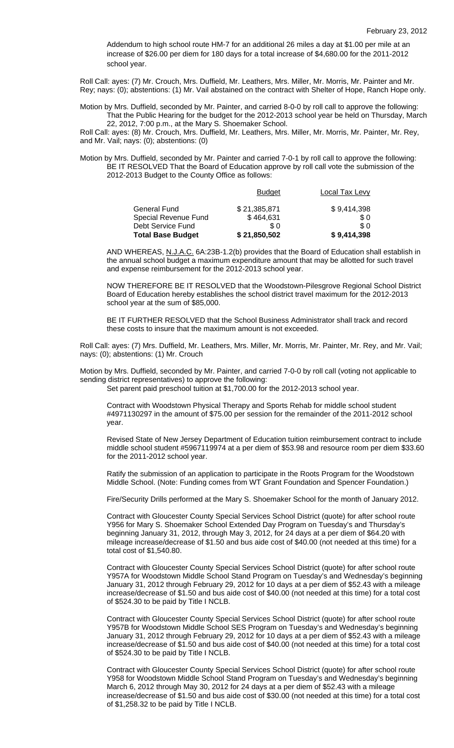Addendum to high school route HM-7 for an additional 26 miles a day at $1.00 per mile at an increase of $26.00 per diem for 180 days for a total increase of $4,680.00 for the 2011-2012 school year.

Roll Call: ayes: (7) Mr. Crouch, Mrs. Duffield, Mr. Leathers, Mrs. Miller, Mr. Morris, Mr. Painter and Mr. Rey; nays: (0); abstentions: (1) Mr. Vail abstained on the contract with Shelter of Hope, Ranch Hope only.

Motion by Mrs. Duffield, seconded by Mr. Painter, and carried 8-0-0 by roll call to approve the following:

That the Public Hearing for the budget for the 2012-2013 school year be held on Thursday, March 22, 2012, 7:00 p.m., at the Mary S. Shoemaker School.

Roll Call: ayes: (8) Mr. Crouch, Mrs. Duffield, Mr. Leathers, Mrs. Miller, Mr. Morris, Mr. Painter, Mr. Rey, and Mr. Vail; nays: (0); abstentions: (0)

Motion by Mrs. Duffield, seconded by Mr. Painter and carried 7-0-1 by roll call to approve the following:

BE IT RESOLVED That the Board of Education approve by roll call vote the submission of the 2012-2013 Budget to the County Office as follows:

| | Budget | Local Tax Levy |
|---|---|---|
| General Fund | $ 21,385,871 | $ 9,414,398 |
| Special Revenue Fund | $ 464,631 | $ 0 |
| Debt Service Fund | $ 0 | $ 0 |
| **Total Base Budget** | **$ 21,850,502** | **$ 9,414,398** |

AND WHEREAS, N.J.A.C. 6A:23B-1.2(b) provides that the Board of Education shall establish in the annual school budget a maximum expenditure amount that may be allotted for such travel and expense reimbursement for the 2012-2013 school year.

NOW THEREFORE BE IT RESOLVED that the Woodstown-Pilesgrove Regional School District Board of Education hereby establishes the school district travel maximum for the 2012-2013 school year at the sum of $85,000.

BE IT FURTHER RESOLVED that the School Business Administrator shall track and record these costs to insure that the maximum amount is not exceeded.

Roll Call: ayes: (7) Mrs. Duffield, Mr. Leathers, Mrs. Miller, Mr. Morris, Mr. Painter, Mr. Rey, and Mr. Vail; nays: (0); abstentions: (1) Mr. Crouch

Motion by Mrs. Duffield, seconded by Mr. Painter, and carried 7-0-0 by roll call (voting not applicable to sending district representatives) to approve the following:

Set parent paid preschool tuition at $1,700.00 for the 2012-2013 school year.

Contract with Woodstown Physical Therapy and Sports Rehab for middle school student #4971130297 in the amount of $75.00 per session for the remainder of the 2011-2012 school year.

Revised State of New Jersey Department of Education tuition reimbursement contract to include middle school student #5967119974 at a per diem of $53.98 and resource room per diem $33.60 for the 2011-2012 school year.

Ratify the submission of an application to participate in the Roots Program for the Woodstown Middle School. (Note: Funding comes from WT Grant Foundation and Spencer Foundation.)

Fire/Security Drills performed at the Mary S. Shoemaker School for the month of January 2012.

Contract with Gloucester County Special Services School District (quote) for after school route Y956 for Mary S. Shoemaker School Extended Day Program on Tuesday's and Thursday's beginning January 31, 2012, through May 3, 2012, for 24 days at a per diem of $64.20 with mileage increase/decrease of $1.50 and bus aide cost of $40.00 (not needed at this time) for a total cost of $1,540.80.

Contract with Gloucester County Special Services School District (quote) for after school route Y957A for Woodstown Middle School Stand Program on Tuesday's and Wednesday's beginning January 31, 2012 through February 29, 2012 for 10 days at a per diem of $52.43 with a mileage increase/decrease of $1.50 and bus aide cost of $40.00 (not needed at this time) for a total cost of $524.30 to be paid by Title I NCLB.

Contract with Gloucester County Special Services School District (quote) for after school route Y957B for Woodstown Middle School SES Program on Tuesday's and Wednesday's beginning January 31, 2012 through February 29, 2012 for 10 days at a per diem of $52.43 with a mileage increase/decrease of $1.50 and bus aide cost of $40.00 (not needed at this time) for a total cost of $524.30 to be paid by Title I NCLB.

Contract with Gloucester County Special Services School District (quote) for after school route Y958 for Woodstown Middle School Stand Program on Tuesday's and Wednesday's beginning March 6, 2012 through May 30, 2012 for 24 days at a per diem of $52.43 with a mileage increase/decrease of $1.50 and bus aide cost of $30.00 (not needed at this time) for a total cost of $1,258.32 to be paid by Title I NCLB.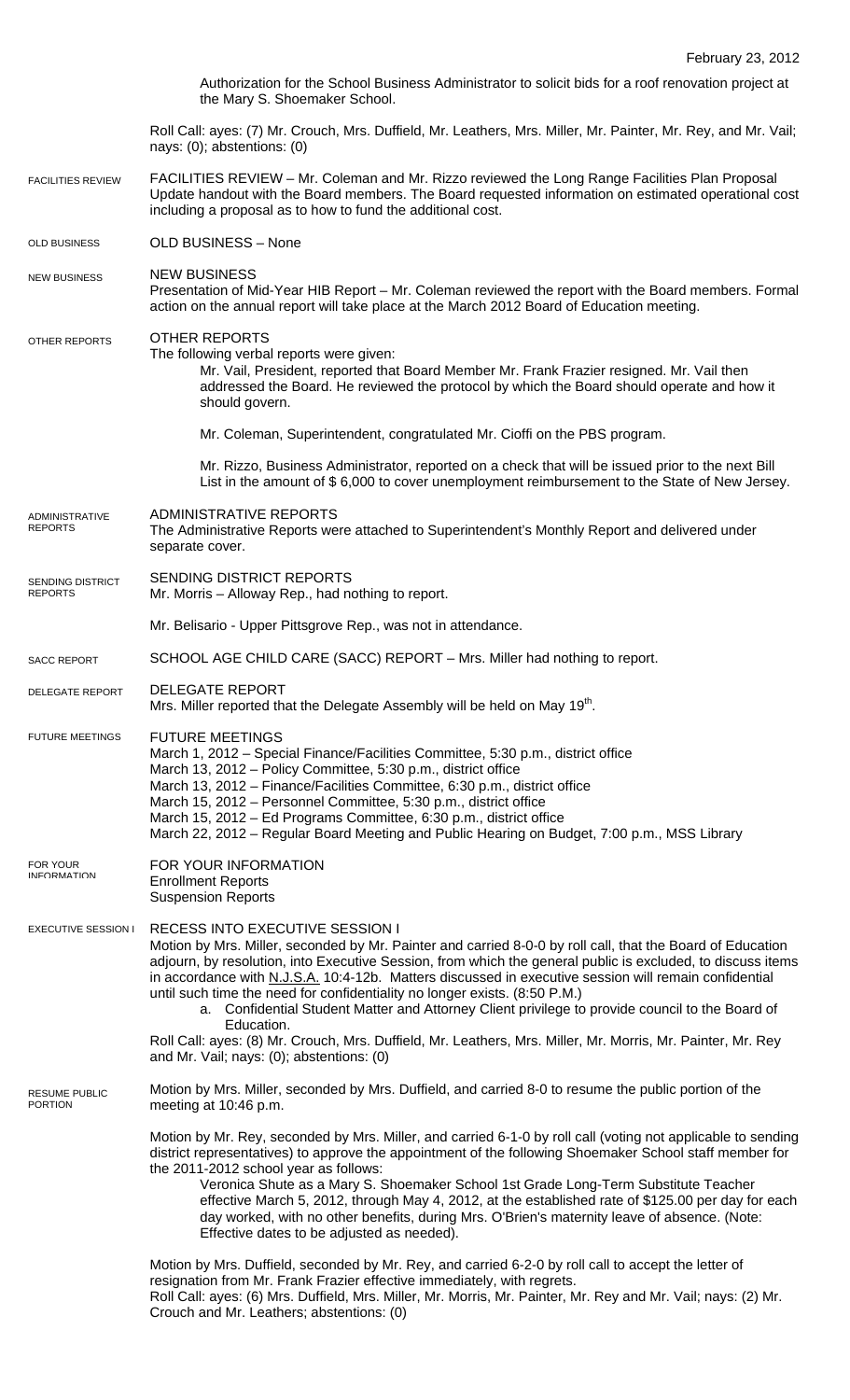Authorization for the School Business Administrator to solicit bids for a roof renovation project at the Mary S. Shoemaker School.

Roll Call: ayes: (7) Mr. Crouch, Mrs. Duffield, Mr. Leathers, Mrs. Miller, Mr. Painter, Mr. Rey, and Mr. Vail; nays: (0); abstentions: (0)

FACILITIES REVIEW

FACILITIES REVIEW – Mr. Coleman and Mr. Rizzo reviewed the Long Range Facilities Plan Proposal Update handout with the Board members. The Board requested information on estimated operational cost including a proposal as to how to fund the additional cost.

OLD BUSINESS

OLD BUSINESS – None

NEW BUSINESS

NEW BUSINESS

Presentation of Mid-Year HIB Report – Mr. Coleman reviewed the report with the Board members. Formal action on the annual report will take place at the March 2012 Board of Education meeting.

OTHER REPORTS

OTHER REPORTS

The following verbal reports were given:

Mr. Vail, President, reported that Board Member Mr. Frank Frazier resigned. Mr. Vail then addressed the Board. He reviewed the protocol by which the Board should operate and how it should govern.

Mr. Coleman, Superintendent, congratulated Mr. Cioffi on the PBS program.

Mr. Rizzo, Business Administrator, reported on a check that will be issued prior to the next Bill List in the amount of $ 6,000 to cover unemployment reimbursement to the State of New Jersey.

ADMINISTRATIVE REPORTS

ADMINISTRATIVE REPORTS

The Administrative Reports were attached to Superintendent's Monthly Report and delivered under separate cover.

SENDING DISTRICT REPORTS

SENDING DISTRICT REPORTS

Mr. Morris – Alloway Rep., had nothing to report.

Mr. Belisario - Upper Pittsgrove Rep., was not in attendance.

SACC REPORT

SCHOOL AGE CHILD CARE (SACC) REPORT – Mrs. Miller had nothing to report.

DELEGATE REPORT

DELEGATE REPORT

Mrs. Miller reported that the Delegate Assembly will be held on May 19th.

FUTURE MEETINGS

FUTURE MEETINGS

March 1, 2012 – Special Finance/Facilities Committee, 5:30 p.m., district office
March 13, 2012 – Policy Committee, 5:30 p.m., district office
March 13, 2012 – Finance/Facilities Committee, 6:30 p.m., district office
March 15, 2012 – Personnel Committee, 5:30 p.m., district office
March 15, 2012 – Ed Programs Committee, 6:30 p.m., district office
March 22, 2012 – Regular Board Meeting and Public Hearing on Budget, 7:00 p.m., MSS Library

FOR YOUR INFORMATION

FOR YOUR INFORMATION

Enrollment Reports
Suspension Reports

EXECUTIVE SESSION I

RECESS INTO EXECUTIVE SESSION I

Motion by Mrs. Miller, seconded by Mr. Painter and carried 8-0-0 by roll call, that the Board of Education adjourn, by resolution, into Executive Session, from which the general public is excluded, to discuss items in accordance with N.J.S.A. 10:4-12b. Matters discussed in executive session will remain confidential until such time the need for confidentiality no longer exists. (8:50 P.M.)

a. Confidential Student Matter and Attorney Client privilege to provide council to the Board of Education.

Roll Call: ayes: (8) Mr. Crouch, Mrs. Duffield, Mr. Leathers, Mrs. Miller, Mr. Morris, Mr. Painter, Mr. Rey and Mr. Vail; nays: (0); abstentions: (0)

RESUME PUBLIC PORTION

Motion by Mrs. Miller, seconded by Mrs. Duffield, and carried 8-0 to resume the public portion of the meeting at 10:46 p.m.

Motion by Mr. Rey, seconded by Mrs. Miller, and carried 6-1-0 by roll call (voting not applicable to sending district representatives) to approve the appointment of the following Shoemaker School staff member for the 2011-2012 school year as follows:

Veronica Shute as a Mary S. Shoemaker School 1st Grade Long-Term Substitute Teacher effective March 5, 2012, through May 4, 2012, at the established rate of $125.00 per day for each day worked, with no other benefits, during Mrs. O'Brien's maternity leave of absence. (Note: Effective dates to be adjusted as needed).

Motion by Mrs. Duffield, seconded by Mr. Rey, and carried 6-2-0 by roll call to accept the letter of resignation from Mr. Frank Frazier effective immediately, with regrets.

Roll Call: ayes: (6) Mrs. Duffield, Mrs. Miller, Mr. Morris, Mr. Painter, Mr. Rey and Mr. Vail; nays: (2) Mr. Crouch and Mr. Leathers; abstentions: (0)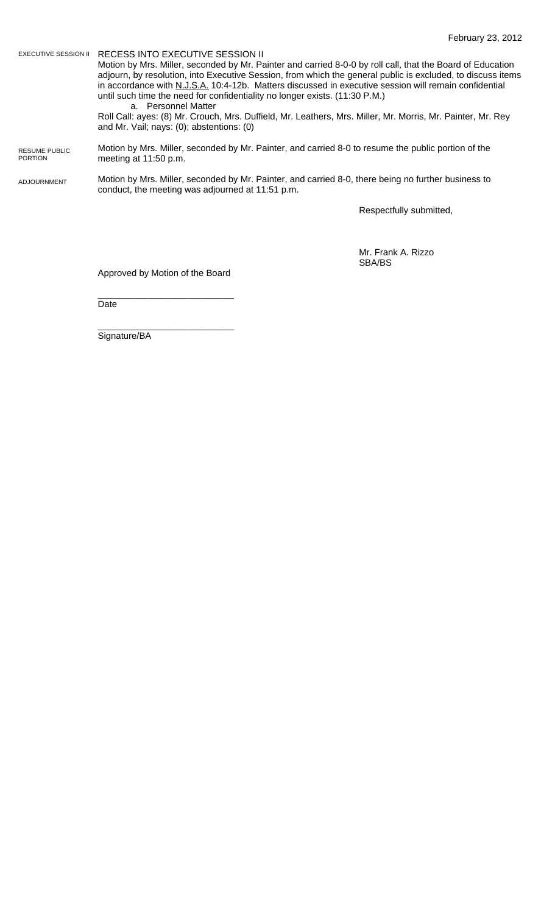**EXECUTIVE SESSION II** RECESS INTO EXECUTIVE SESSION II

Motion by Mrs. Miller, seconded by Mr. Painter and carried 8-0-0 by roll call, that the Board of Education adjourn, by resolution, into Executive Session, from which the general public is excluded, to discuss items in accordance with N.J.S.A. 10:4-12b. Matters discussed in executive session will remain confidential until such time the need for confidentiality no longer exists. (11:30 P.M.)

a. Personnel Matter

Roll Call: ayes: (8) Mr. Crouch, Mrs. Duffield, Mr. Leathers, Mrs. Miller, Mr. Morris, Mr. Painter, Mr. Rey and Mr. Vail; nays: (0); abstentions: (0)

**RESUME PUBLIC PORTION**

Motion by Mrs. Miller, seconded by Mr. Painter, and carried 8-0 to resume the public portion of the meeting at 11:50 p.m.

**ADJOURNMENT**

Motion by Mrs. Miller, seconded by Mr. Painter, and carried 8-0, there being no further business to conduct, the meeting was adjourned at 11:51 p.m.

Respectfully submitted,

Mr. Frank A. Rizzo
SBA/BS

Approved by Motion of the Board

\_\_\_\_\_\_\_\_\_\_\_\_\_\_\_\_\_\_\_\_\_\_\_\_\_\_\_\_
Date

\_\_\_\_\_\_\_\_\_\_\_\_\_\_\_\_\_\_\_\_\_\_\_\_\_\_\_\_
Signature/BA